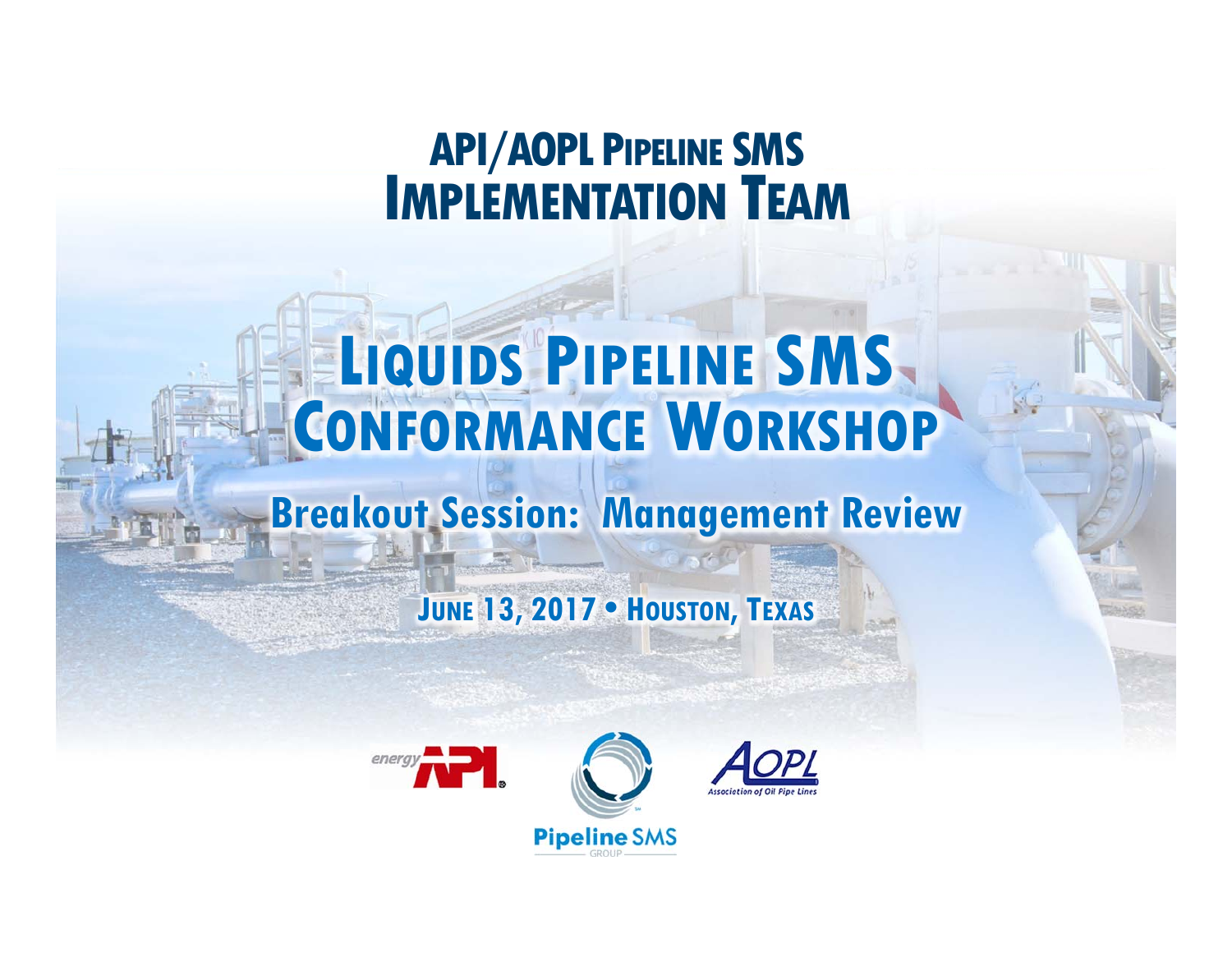# API/AOPL Pipeline SMS Implementation Team

# Liquids Pipeline SMS Conformance Workshop

## Breakout Session: Management Review

**June 13, 2017 • Houston, Texas**

energy API

Pipeline SMS GROUP

AOPL Association of Oil Pipe Lines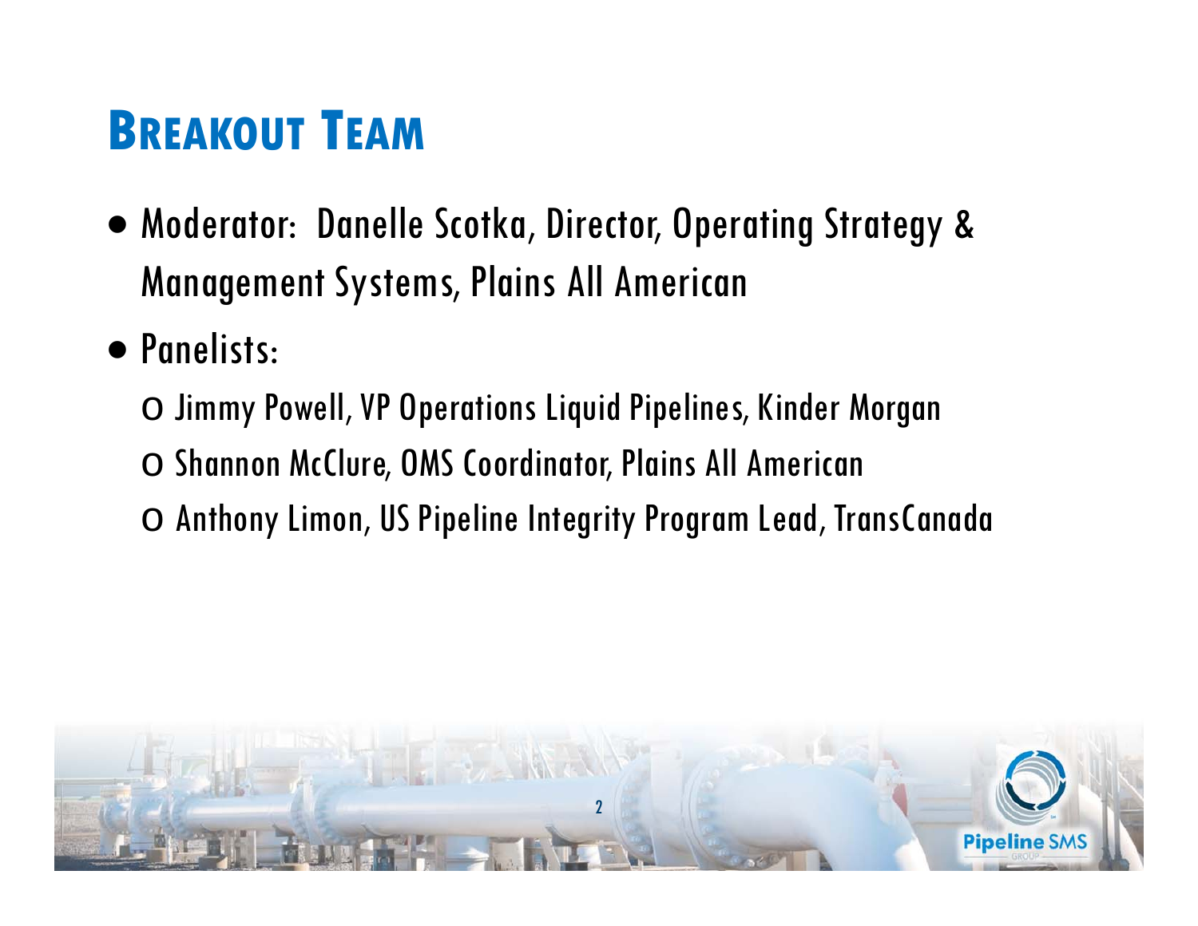## Breakout Team

- Moderator: Danelle Scotka, Director, Operating Strategy & Management Systems, Plains All American
- Panelists:
  - Jimmy Powell, VP Operations Liquid Pipelines, Kinder Morgan
  - Shannon McClure, OMS Coordinator, Plains All American
  - Anthony Limon, US Pipeline Integrity Program Lead, TransCanada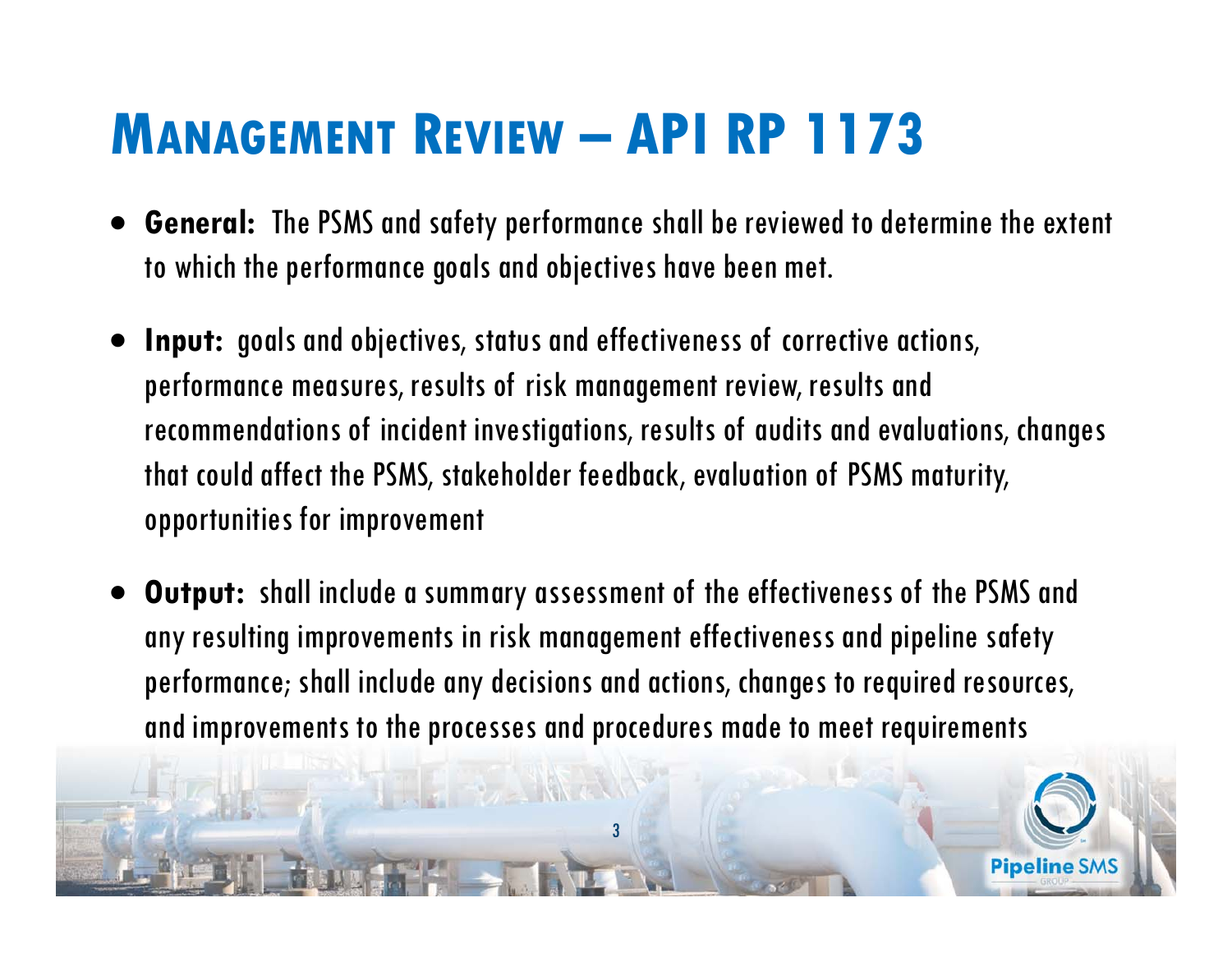# Management Review – API RP 1173

- **General:** The PSMS and safety performance shall be reviewed to determine the extent to which the performance goals and objectives have been met.
- **Input:** goals and objectives, status and effectiveness of corrective actions, performance measures, results of risk management review, results and recommendations of incident investigations, results of audits and evaluations, changes that could affect the PSMS, stakeholder feedback, evaluation of PSMS maturity, opportunities for improvement
- **Output:** shall include a summary assessment of the effectiveness of the PSMS and any resulting improvements in risk management effectiveness and pipeline safety performance; shall include any decisions and actions, changes to required resources, and improvements to the processes and procedures made to meet requirements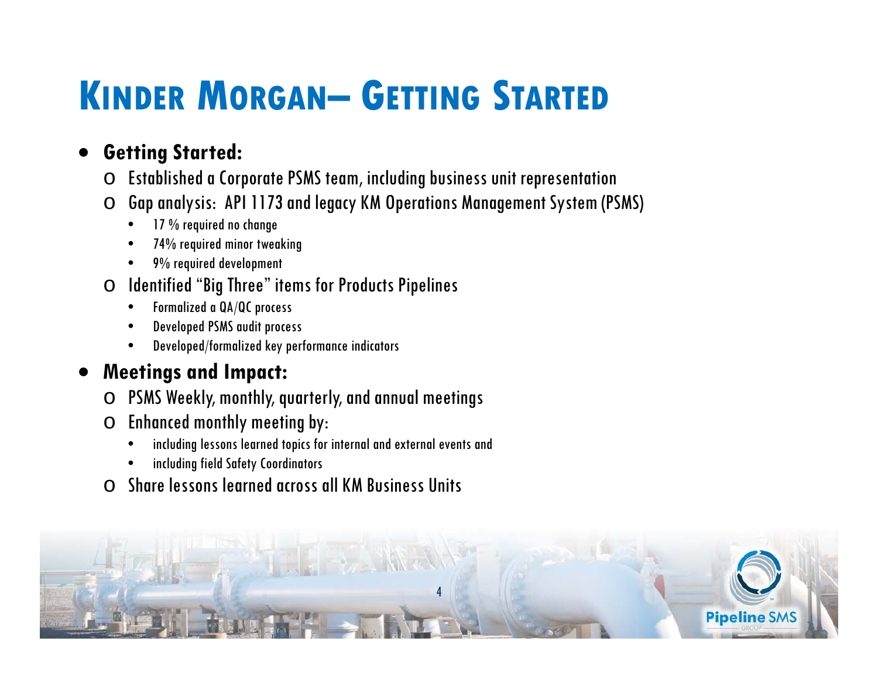# KINDER MORGAN– GETTING STARTED

- **Getting Started:**
  - Established a Corporate PSMS team, including business unit representation
  - Gap analysis: API 1173 and legacy KM Operations Management System (PSMS)
    - 17 % required no change
    - 74% required minor tweaking
    - 9% required development
  - Identified "Big Three" items for Products Pipelines
    - Formalized a QA/QC process
    - Developed PSMS audit process
    - Developed/formalized key performance indicators
- **Meetings and Impact:**
  - PSMS Weekly, monthly, quarterly, and annual meetings
  - Enhanced monthly meeting by:
    - including lessons learned topics for internal and external events and
    - including field Safety Coordinators
  - Share lessons learned across all KM Business Units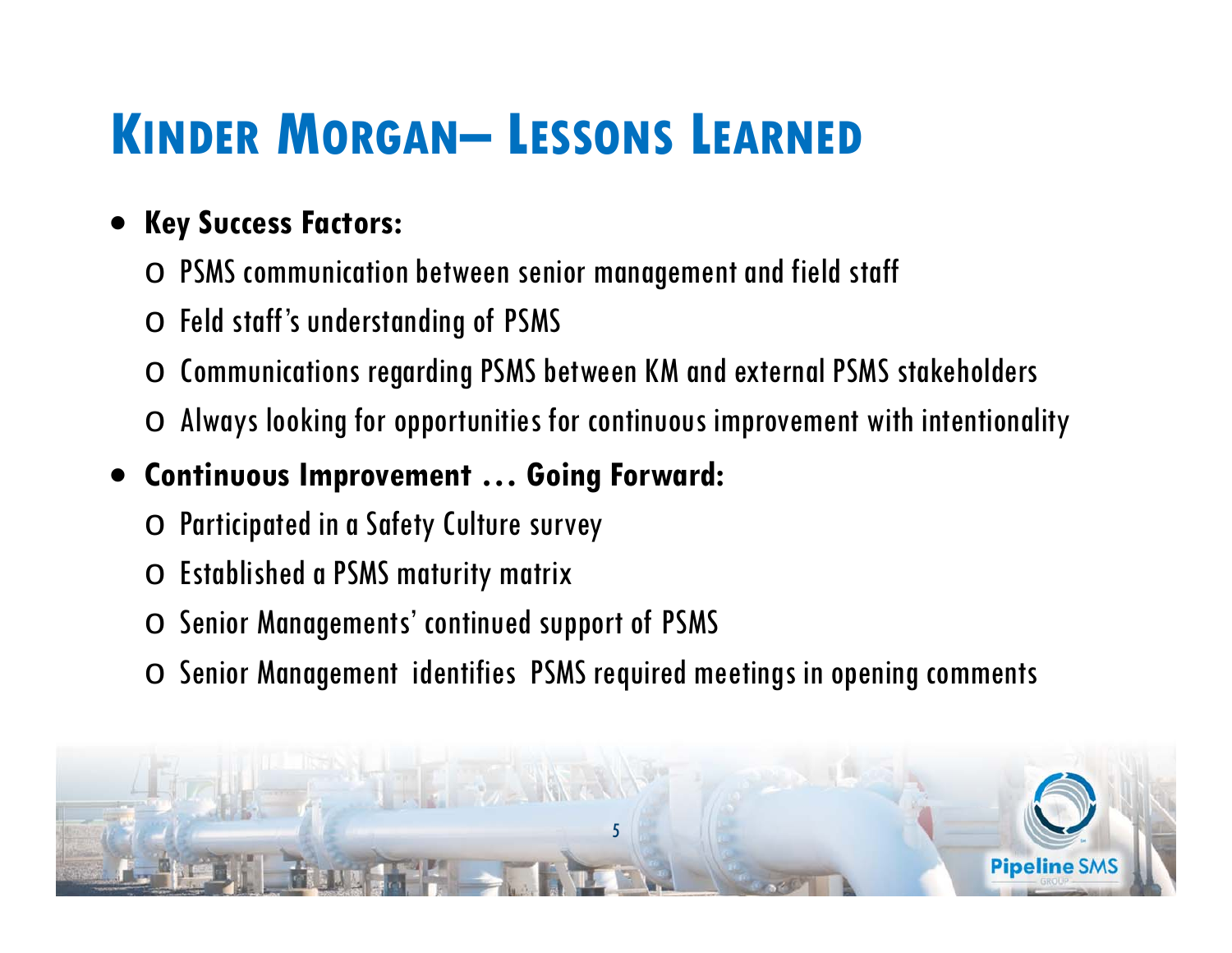# Kinder Morgan– Lessons Learned

- **Key Success Factors:**
  - PSMS communication between senior management and field staff
  - Feld staff's understanding of PSMS
  - Communications regarding PSMS between KM and external PSMS stakeholders
  - Always looking for opportunities for continuous improvement with intentionality
- **Continuous Improvement … Going Forward:**
  - Participated in a Safety Culture survey
  - Established a PSMS maturity matrix
  - Senior Managements' continued support of PSMS
  - Senior Management identifies PSMS required meetings in opening comments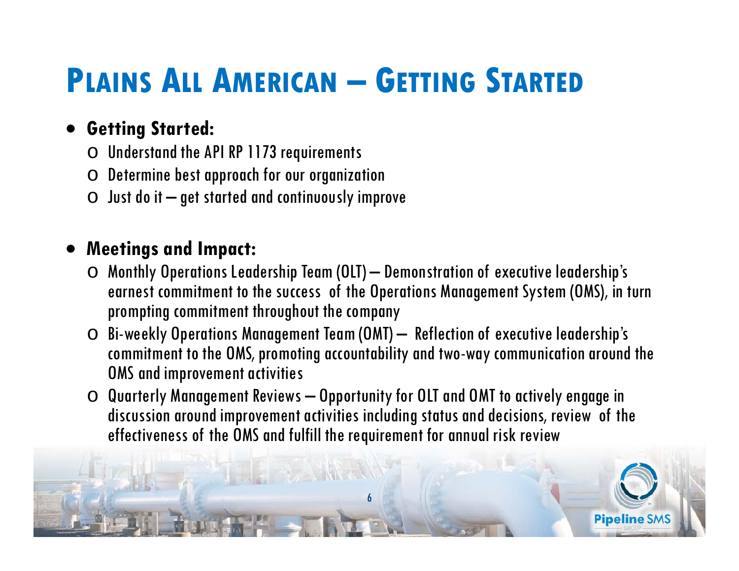# Plains All American – Getting Started

- **Getting Started:**
  - Understand the API RP 1173 requirements
  - Determine best approach for our organization
  - Just do it – get started and continuously improve

- **Meetings and Impact:**
  - Monthly Operations Leadership Team (OLT) – Demonstration of executive leadership's earnest commitment to the success of the Operations Management System (OMS), in turn prompting commitment throughout the company
  - Bi-weekly Operations Management Team (OMT) – Reflection of executive leadership's commitment to the OMS, promoting accountability and two-way communication around the OMS and improvement activities
  - Quarterly Management Reviews – Opportunity for OLT and OMT to actively engage in discussion around improvement activities including status and decisions, review of the effectiveness of the OMS and fulfill the requirement for annual risk review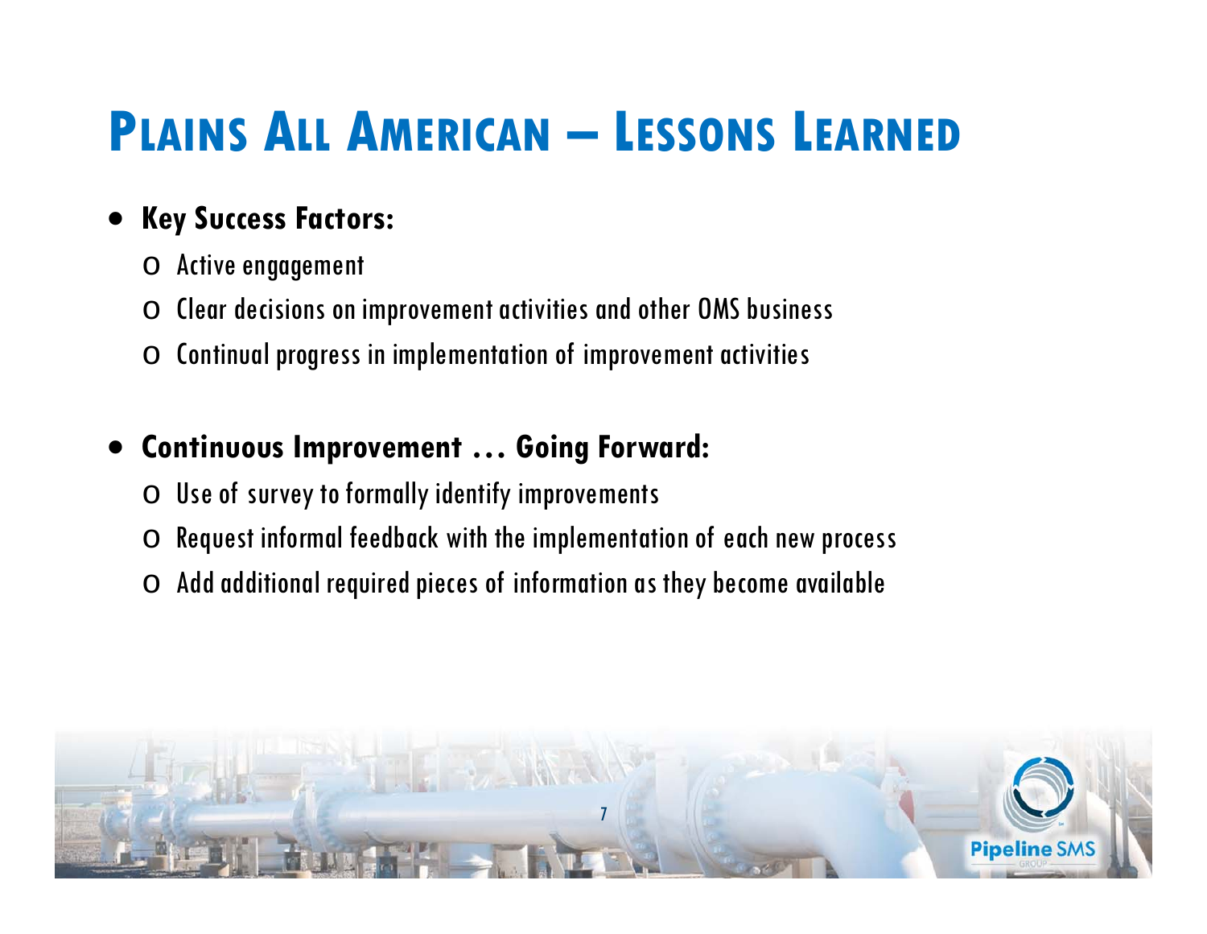# Plains All American – Lessons Learned

- **Key Success Factors:**
  - Active engagement
  - Clear decisions on improvement activities and other OMS business
  - Continual progress in implementation of improvement activities

- **Continuous Improvement … Going Forward:**
  - Use of survey to formally identify improvements
  - Request informal feedback with the implementation of each new process
  - Add additional required pieces of information as they become available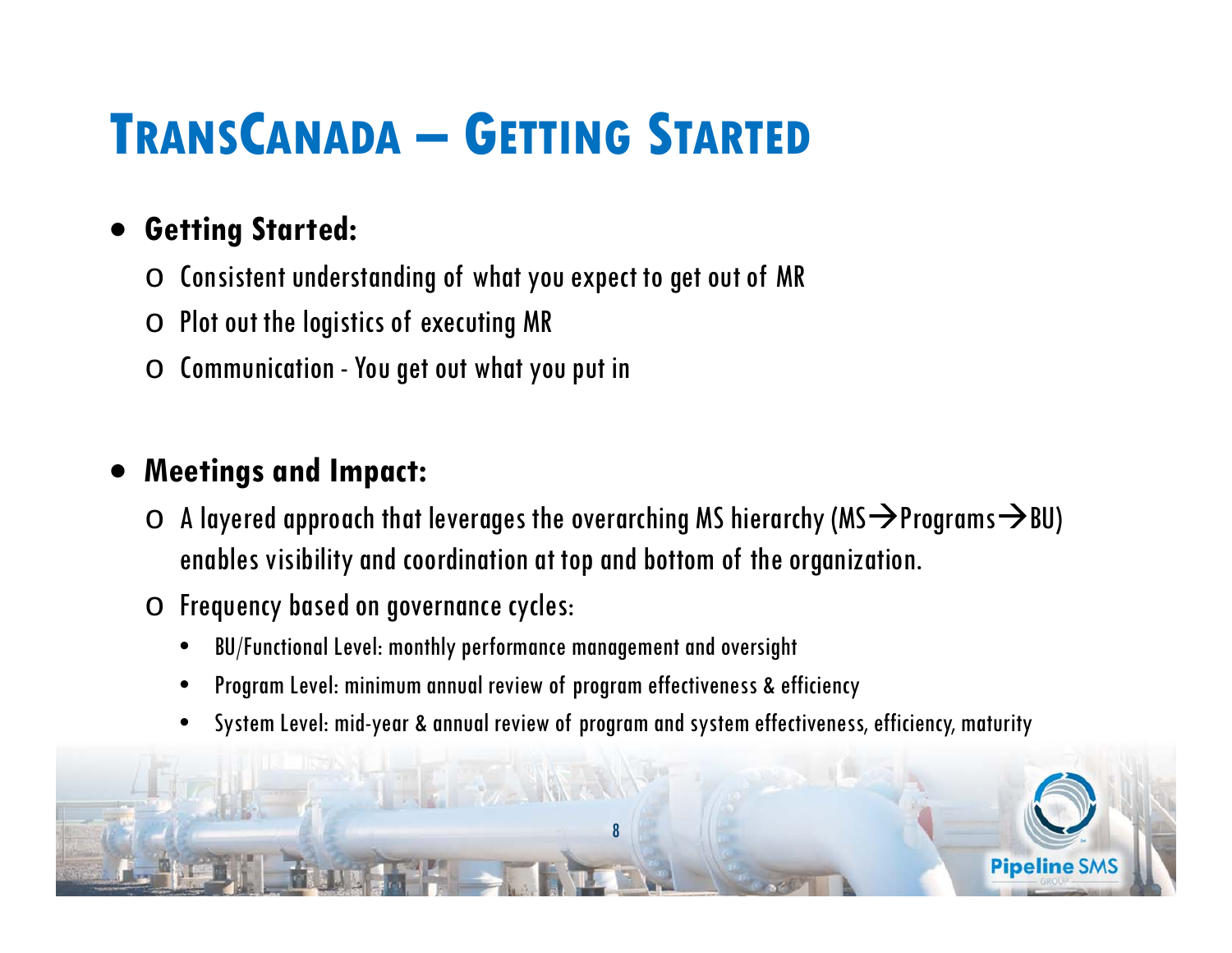# TransCanada – Getting Started

- **Getting Started:**
  - Consistent understanding of what you expect to get out of MR
  - Plot out the logistics of executing MR
  - Communication - You get out what you put in

- **Meetings and Impact:**
  - A layered approach that leverages the overarching MS hierarchy (MS→Programs→BU) enables visibility and coordination at top and bottom of the organization.
  - Frequency based on governance cycles:
    - BU/Functional Level: monthly performance management and oversight
    - Program Level: minimum annual review of program effectiveness & efficiency
    - System Level: mid-year & annual review of program and system effectiveness, efficiency, maturity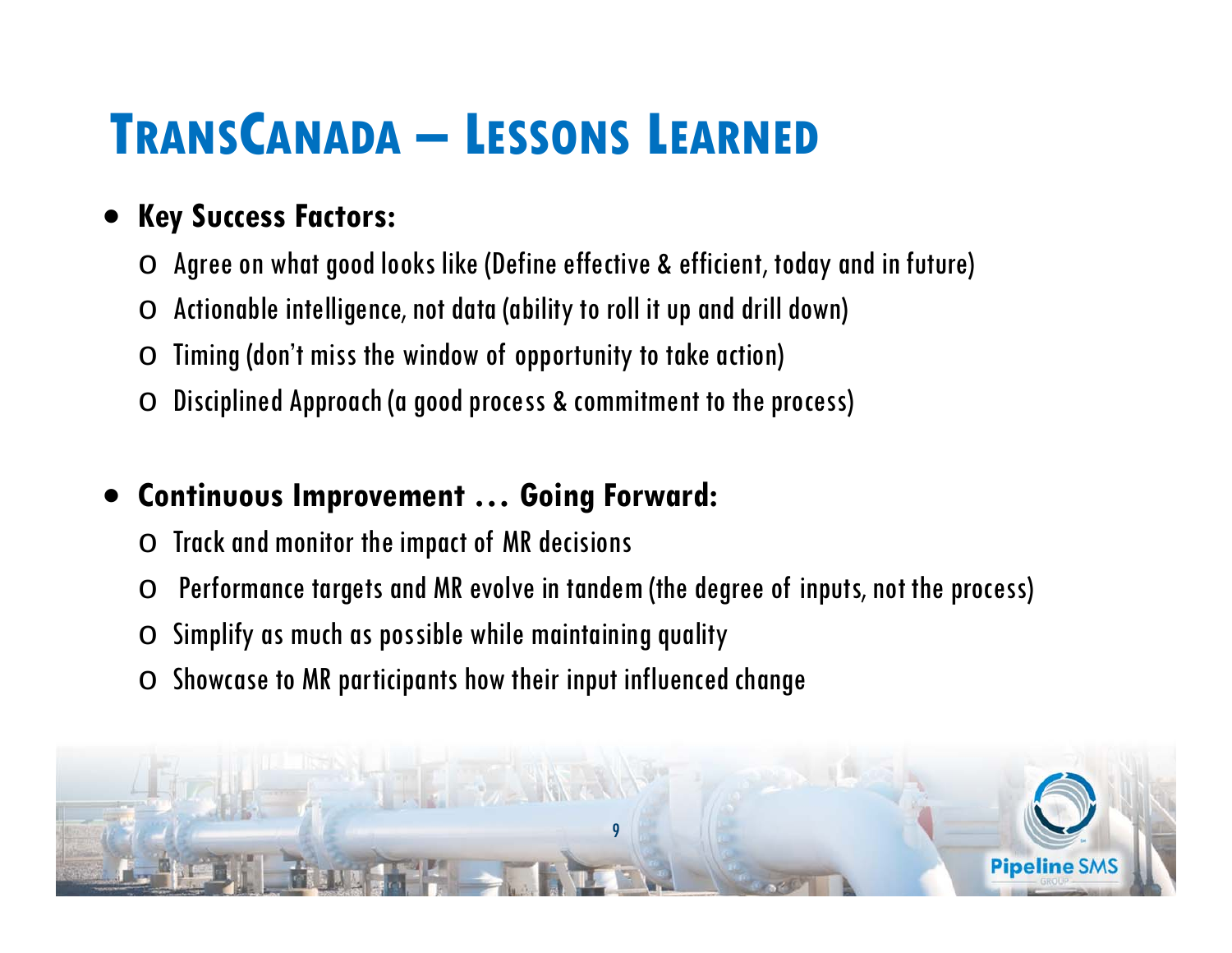# TransCanada – Lessons Learned

- **Key Success Factors:**
  - Agree on what good looks like (Define effective & efficient, today and in future)
  - Actionable intelligence, not data (ability to roll it up and drill down)
  - Timing (don't miss the window of opportunity to take action)
  - Disciplined Approach (a good process & commitment to the process)

- **Continuous Improvement … Going Forward:**
  - Track and monitor the impact of MR decisions
  - Performance targets and MR evolve in tandem (the degree of inputs, not the process)
  - Simplify as much as possible while maintaining quality
  - Showcase to MR participants how their input influenced change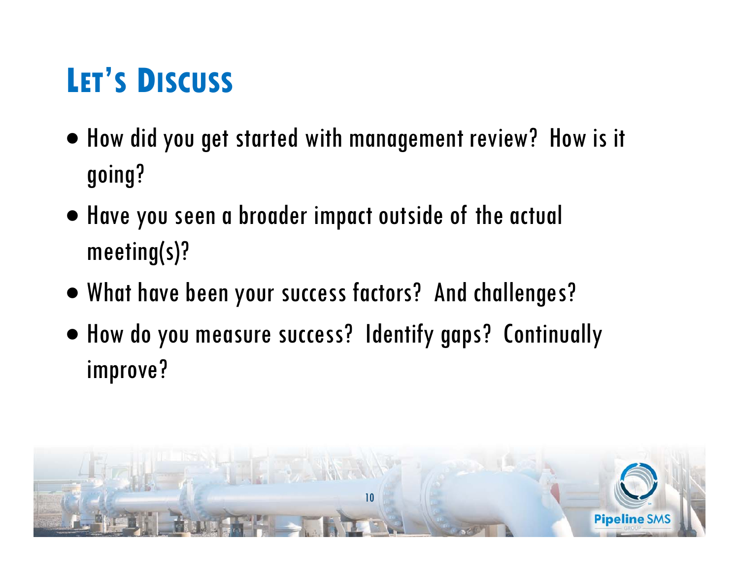# Let's Discuss

- How did you get started with management review? How is it going?
- Have you seen a broader impact outside of the actual meeting(s)?
- What have been your success factors? And challenges?
- How do you measure success? Identify gaps? Continually improve?